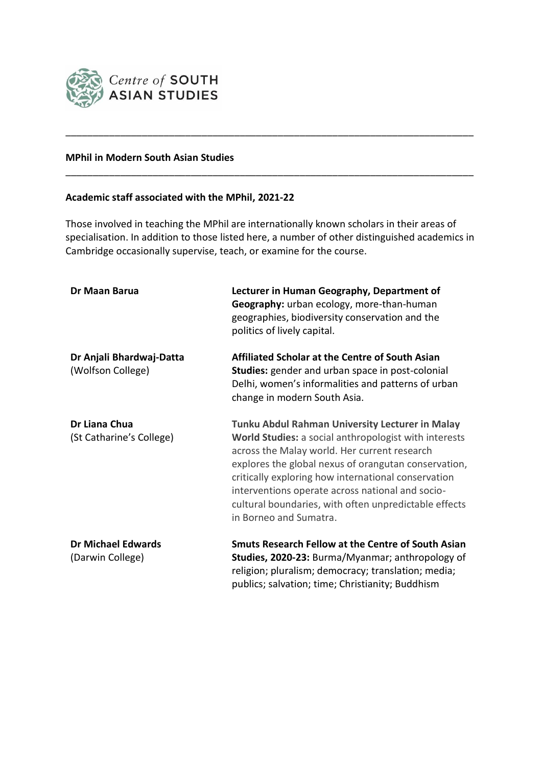Centre of SOUTH ASIAN STUDIES

---

**MPhil in Modern South Asian Studies**

---

**Academic staff associated with the MPhil, 2021-22**

Those involved in teaching the MPhil are internationally known scholars in their areas of specialisation. In addition to those listed here, a number of other distinguished academics in Cambridge occasionally supervise, teach, or examine for the course.

| | |
|---|---|
| **Dr Maan Barua** | **Lecturer in Human Geography, Department of Geography:** urban ecology, more-than-human geographies, biodiversity conservation and the politics of lively capital. |
| **Dr Anjali Bhardwaj-Datta** (Wolfson College) | **Affiliated Scholar at the Centre of South Asian Studies:** gender and urban space in post-colonial Delhi, women's informalities and patterns of urban change in modern South Asia. |
| **Dr Liana Chua** (St Catharine's College) | **Tunku Abdul Rahman University Lecturer in Malay World Studies:** a social anthropologist with interests across the Malay world. Her current research explores the global nexus of orangutan conservation, critically exploring how international conservation interventions operate across national and socio-cultural boundaries, with often unpredictable effects in Borneo and Sumatra. |
| **Dr Michael Edwards** (Darwin College) | **Smuts Research Fellow at the Centre of South Asian Studies, 2020-23:** Burma/Myanmar; anthropology of religion; pluralism; democracy; translation; media; publics; salvation; time; Christianity; Buddhism |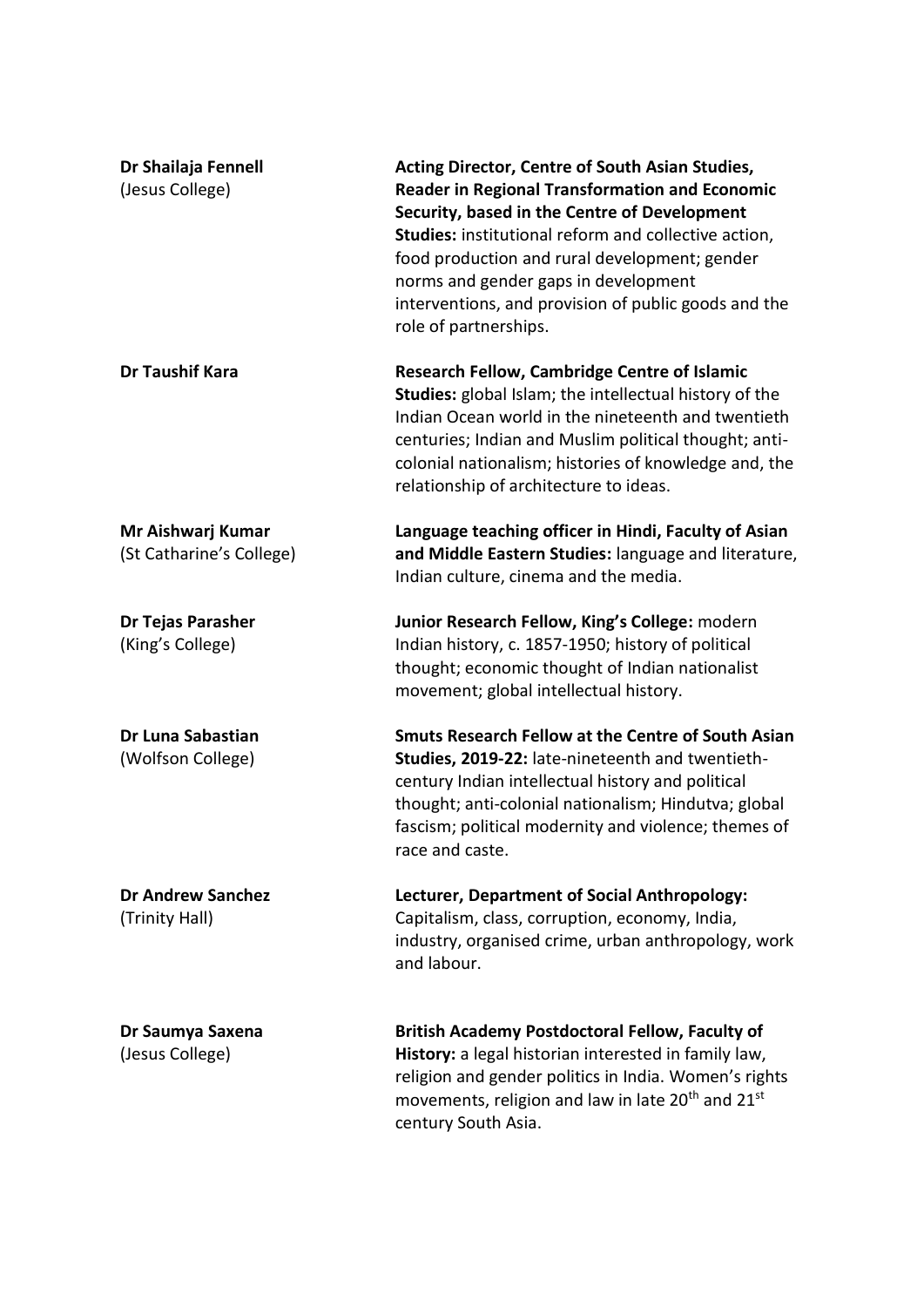**Dr Shailaja Fennell**
(Jesus College)

**Acting Director, Centre of South Asian Studies, Reader in Regional Transformation and Economic Security, based in the Centre of Development Studies:** institutional reform and collective action, food production and rural development; gender norms and gender gaps in development interventions, and provision of public goods and the role of partnerships.

**Dr Taushif Kara**

**Research Fellow, Cambridge Centre of Islamic Studies:** global Islam; the intellectual history of the Indian Ocean world in the nineteenth and twentieth centuries; Indian and Muslim political thought; anti-colonial nationalism; histories of knowledge and, the relationship of architecture to ideas.

**Mr Aishwarj Kumar**
(St Catharine's College)

**Language teaching officer in Hindi, Faculty of Asian and Middle Eastern Studies:** language and literature, Indian culture, cinema and the media.

**Dr Tejas Parasher**
(King's College)

**Junior Research Fellow, King's College:** modern Indian history, c. 1857-1950; history of political thought; economic thought of Indian nationalist movement; global intellectual history.

**Dr Luna Sabastian**
(Wolfson College)

**Smuts Research Fellow at the Centre of South Asian Studies, 2019-22:** late-nineteenth and twentieth-century Indian intellectual history and political thought; anti-colonial nationalism; Hindutva; global fascism; political modernity and violence; themes of race and caste.

**Dr Andrew Sanchez**
(Trinity Hall)

**Lecturer, Department of Social Anthropology:** Capitalism, class, corruption, economy, India, industry, organised crime, urban anthropology, work and labour.

**Dr Saumya Saxena**
(Jesus College)

**British Academy Postdoctoral Fellow, Faculty of History:** a legal historian interested in family law, religion and gender politics in India. Women's rights movements, religion and law in late 20th and 21st century South Asia.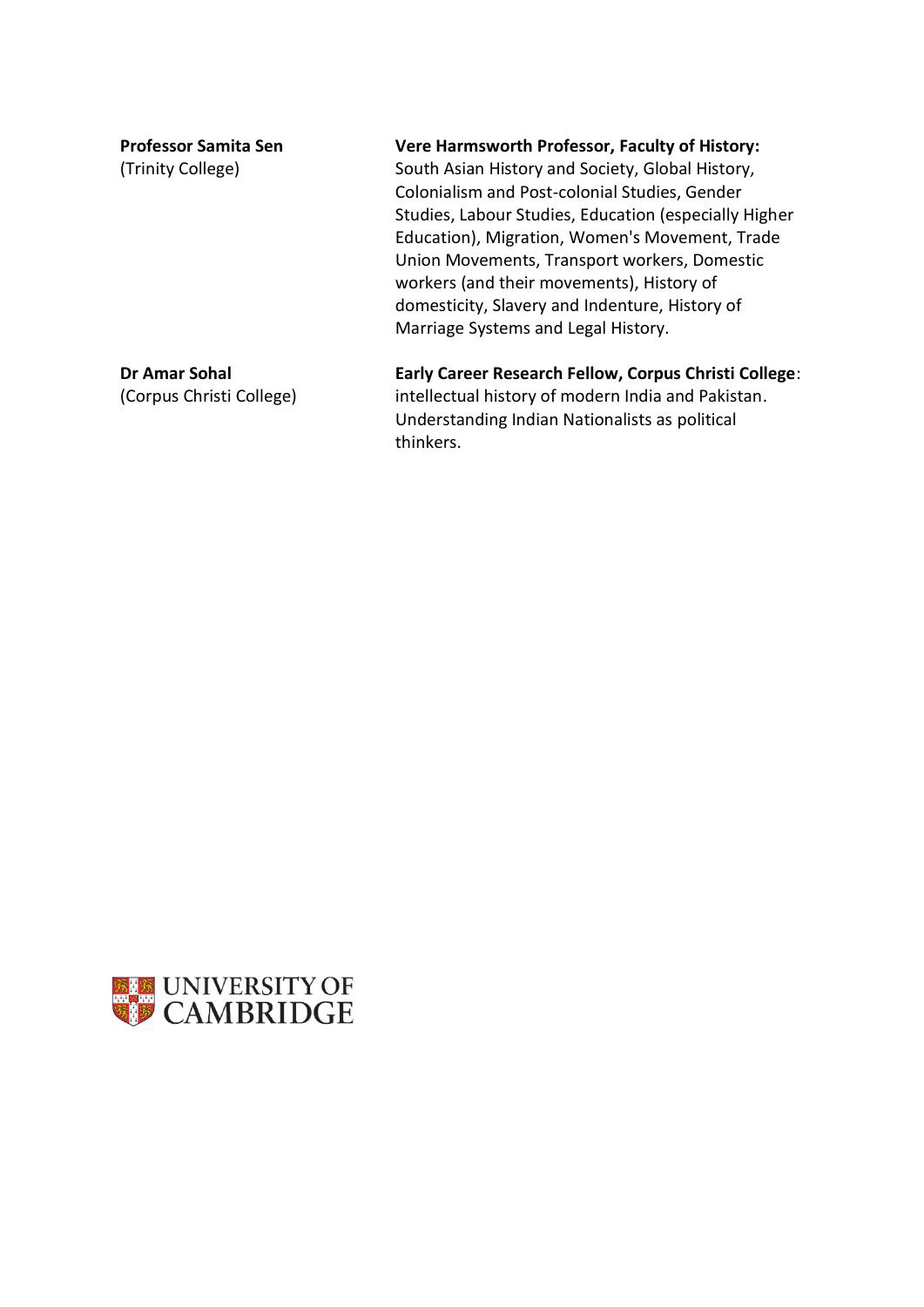**Professor Samita Sen**
(Trinity College)

**Vere Harmsworth Professor, Faculty of History:**
South Asian History and Society, Global History, Colonialism and Post-colonial Studies, Gender Studies, Labour Studies, Education (especially Higher Education), Migration, Women's Movement, Trade Union Movements, Transport workers, Domestic workers (and their movements), History of domesticity, Slavery and Indenture, History of Marriage Systems and Legal History.

**Dr Amar Sohal**
(Corpus Christi College)

**Early Career Research Fellow, Corpus Christi College**: intellectual history of modern India and Pakistan. Understanding Indian Nationalists as political thinkers.

UNIVERSITY OF CAMBRIDGE